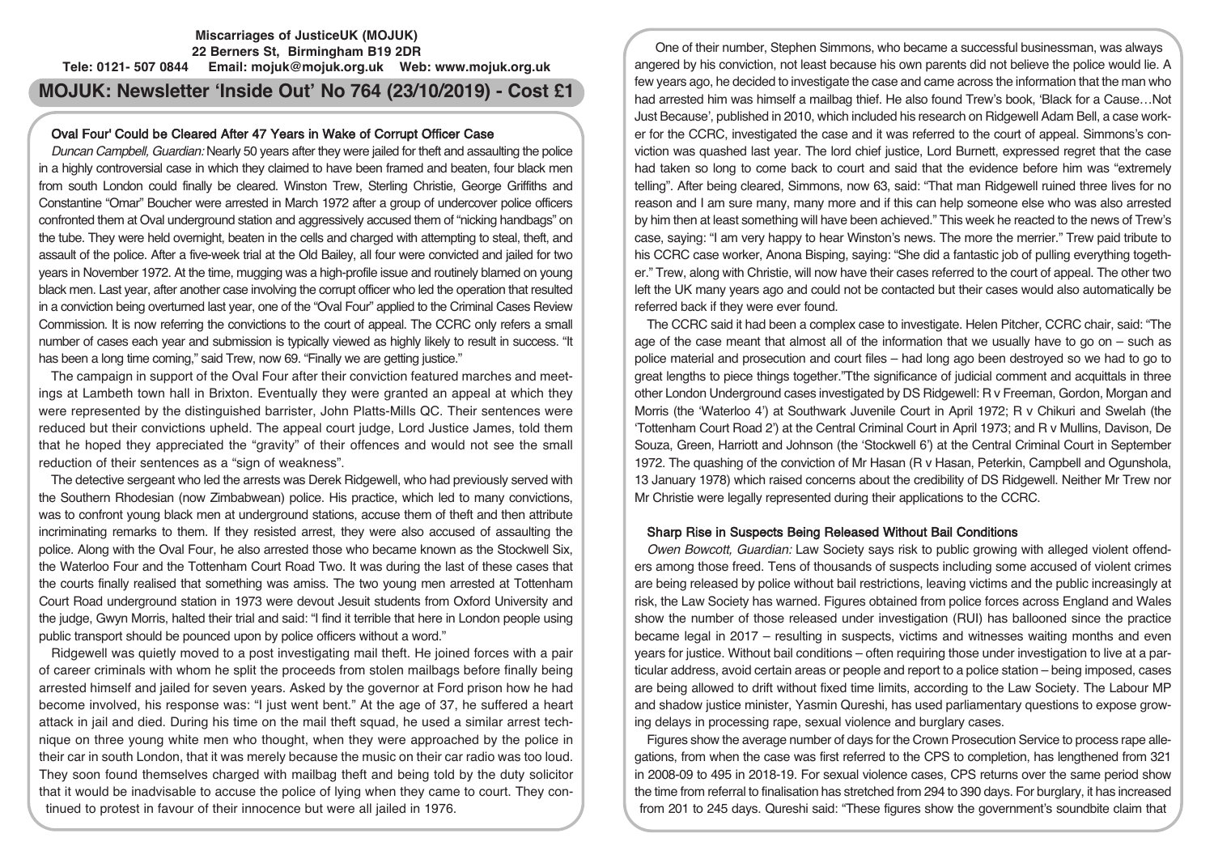**Miscarriages of JusticeUK (MOJUK)**
**22 Berners St, Birmingham B19 2DR**
**Tele: 0121- 507 0844 Email: mojuk@mojuk.org.uk Web: www.mojuk.org.uk**

# MOJUK: Newsletter 'Inside Out' No 764 (23/10/2019) - Cost £1

## Oval Four' Could be Cleared After 47 Years in Wake of Corrupt Officer Case

*Duncan Campbell, Guardian:* Nearly 50 years after they were jailed for theft and assaulting the police in a highly controversial case in which they claimed to have been framed and beaten, four black men from south London could finally be cleared. Winston Trew, Sterling Christie, George Griffiths and Constantine "Omar" Boucher were arrested in March 1972 after a group of undercover police officers confronted them at Oval underground station and aggressively accused them of "nicking handbags" on the tube. They were held overnight, beaten in the cells and charged with attempting to steal, theft, and assault of the police. After a five-week trial at the Old Bailey, all four were convicted and jailed for two years in November 1972. At the time, mugging was a high-profile issue and routinely blamed on young black men. Last year, after another case involving the corrupt officer who led the operation that resulted in a conviction being overturned last year, one of the "Oval Four" applied to the Criminal Cases Review Commission. It is now referring the convictions to the court of appeal. The CCRC only refers a small number of cases each year and submission is typically viewed as highly likely to result in success. "It has been a long time coming," said Trew, now 69. "Finally we are getting justice."

The campaign in support of the Oval Four after their conviction featured marches and meetings at Lambeth town hall in Brixton. Eventually they were granted an appeal at which they were represented by the distinguished barrister, John Platts-Mills QC. Their sentences were reduced but their convictions upheld. The appeal court judge, Lord Justice James, told them that he hoped they appreciated the "gravity" of their offences and would not see the small reduction of their sentences as a "sign of weakness".

The detective sergeant who led the arrests was Derek Ridgewell, who had previously served with the Southern Rhodesian (now Zimbabwean) police. His practice, which led to many convictions, was to confront young black men at underground stations, accuse them of theft and then attribute incriminating remarks to them. If they resisted arrest, they were also accused of assaulting the police. Along with the Oval Four, he also arrested those who became known as the Stockwell Six, the Waterloo Four and the Tottenham Court Road Two. It was during the last of these cases that the courts finally realised that something was amiss. The two young men arrested at Tottenham Court Road underground station in 1973 were devout Jesuit students from Oxford University and the judge, Gwyn Morris, halted their trial and said: "I find it terrible that here in London people using public transport should be pounced upon by police officers without a word."

Ridgewell was quietly moved to a post investigating mail theft. He joined forces with a pair of career criminals with whom he split the proceeds from stolen mailbags before finally being arrested himself and jailed for seven years. Asked by the governor at Ford prison how he had become involved, his response was: "I just went bent." At the age of 37, he suffered a heart attack in jail and died. During his time on the mail theft squad, he used a similar arrest technique on three young white men who thought, when they were approached by the police in their car in south London, that it was merely because the music on their car radio was too loud. They soon found themselves charged with mailbag theft and being told by the duty solicitor that it would be inadvisable to accuse the police of lying when they came to court. They continued to protest in favour of their innocence but were all jailed in 1976.

One of their number, Stephen Simmons, who became a successful businessman, was always angered by his conviction, not least because his own parents did not believe the police would lie. A few years ago, he decided to investigate the case and came across the information that the man who had arrested him was himself a mailbag thief. He also found Trew's book, 'Black for a Cause…Not Just Because', published in 2010, which included his research on Ridgewell Adam Bell, a case worker for the CCRC, investigated the case and it was referred to the court of appeal. Simmons's conviction was quashed last year. The lord chief justice, Lord Burnett, expressed regret that the case had taken so long to come back to court and said that the evidence before him was "extremely telling". After being cleared, Simmons, now 63, said: "That man Ridgewell ruined three lives for no reason and I am sure many, many more and if this can help someone else who was also arrested by him then at least something will have been achieved." This week he reacted to the news of Trew's case, saying: "I am very happy to hear Winston's news. The more the merrier." Trew paid tribute to his CCRC case worker, Anona Bisping, saying: "She did a fantastic job of pulling everything together." Trew, along with Christie, will now have their cases referred to the court of appeal. The other two left the UK many years ago and could not be contacted but their cases would also automatically be referred back if they were ever found.

The CCRC said it had been a complex case to investigate. Helen Pitcher, CCRC chair, said: "The age of the case meant that almost all of the information that we usually have to go on – such as police material and prosecution and court files – had long ago been destroyed so we had to go to great lengths to piece things together."Tthe significance of judicial comment and acquittals in three other London Underground cases investigated by DS Ridgewell: R v Freeman, Gordon, Morgan and Morris (the 'Waterloo 4') at Southwark Juvenile Court in April 1972; R v Chikuri and Swelah (the 'Tottenham Court Road 2') at the Central Criminal Court in April 1973; and R v Mullins, Davison, De Souza, Green, Harriott and Johnson (the 'Stockwell 6') at the Central Criminal Court in September 1972. The quashing of the conviction of Mr Hasan (R v Hasan, Peterkin, Campbell and Ogunshola, 13 January 1978) which raised concerns about the credibility of DS Ridgewell. Neither Mr Trew nor Mr Christie were legally represented during their applications to the CCRC.

## Sharp Rise in Suspects Being Released Without Bail Conditions

*Owen Bowcott, Guardian:* Law Society says risk to public growing with alleged violent offenders among those freed. Tens of thousands of suspects including some accused of violent crimes are being released by police without bail restrictions, leaving victims and the public increasingly at risk, the Law Society has warned. Figures obtained from police forces across England and Wales show the number of those released under investigation (RUI) has ballooned since the practice became legal in 2017 – resulting in suspects, victims and witnesses waiting months and even years for justice. Without bail conditions – often requiring those under investigation to live at a particular address, avoid certain areas or people and report to a police station – being imposed, cases are being allowed to drift without fixed time limits, according to the Law Society. The Labour MP and shadow justice minister, Yasmin Qureshi, has used parliamentary questions to expose growing delays in processing rape, sexual violence and burglary cases.

Figures show the average number of days for the Crown Prosecution Service to process rape allegations, from when the case was first referred to the CPS to completion, has lengthened from 321 in 2008-09 to 495 in 2018-19. For sexual violence cases, CPS returns over the same period show the time from referral to finalisation has stretched from 294 to 390 days. For burglary, it has increased from 201 to 245 days. Qureshi said: "These figures show the government's soundbite claim that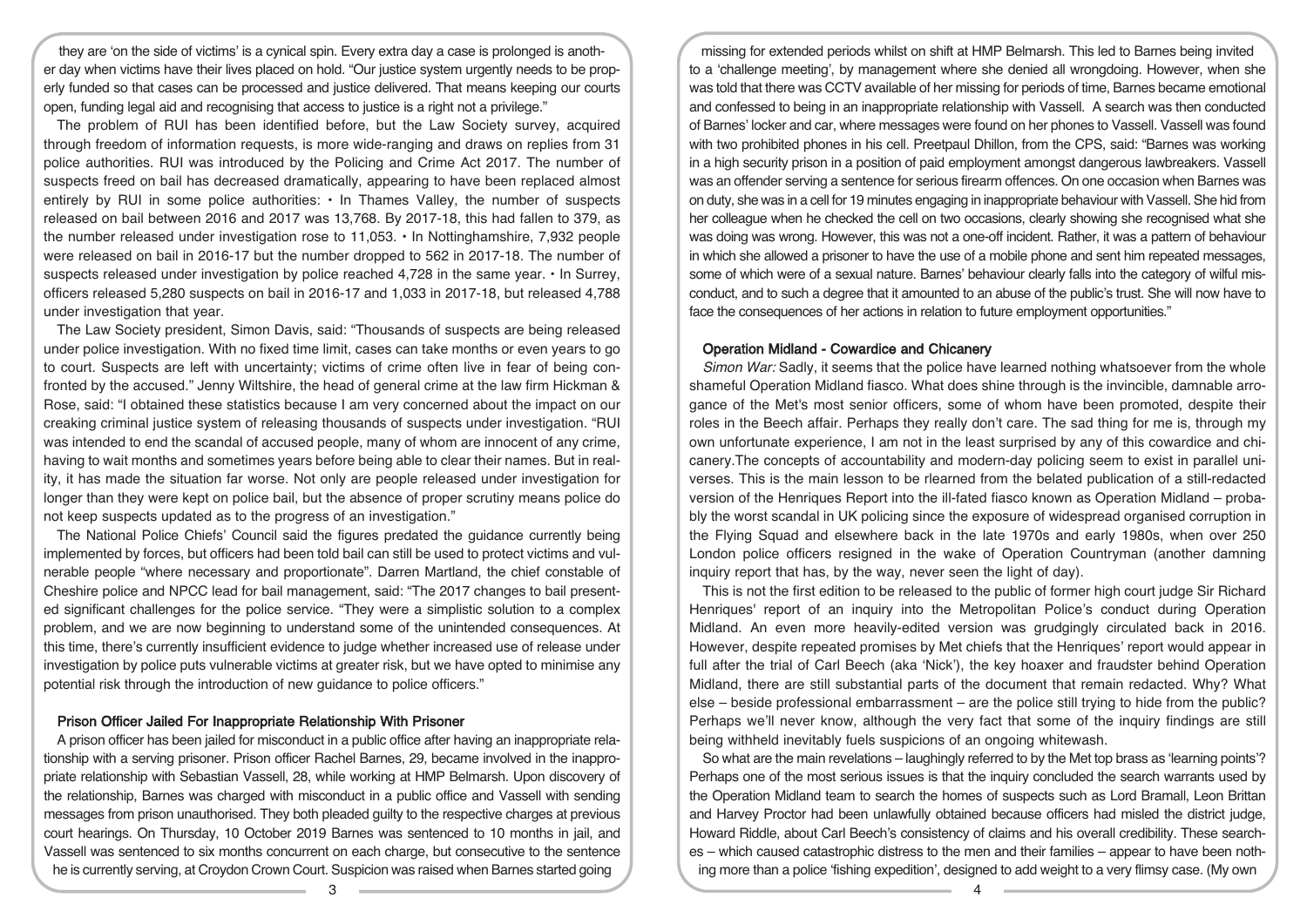they are 'on the side of victims' is a cynical spin. Every extra day a case is prolonged is another day when victims have their lives placed on hold. "Our justice system urgently needs to be properly funded so that cases can be processed and justice delivered. That means keeping our courts open, funding legal aid and recognising that access to justice is a right not a privilege."

The problem of RUI has been identified before, but the Law Society survey, acquired through freedom of information requests, is more wide-ranging and draws on replies from 31 police authorities. RUI was introduced by the Policing and Crime Act 2017. The number of suspects freed on bail has decreased dramatically, appearing to have been replaced almost entirely by RUI in some police authorities: • In Thames Valley, the number of suspects released on bail between 2016 and 2017 was 13,768. By 2017-18, this had fallen to 379, as the number released under investigation rose to 11,053. • In Nottinghamshire, 7,932 people were released on bail in 2016-17 but the number dropped to 562 in 2017-18. The number of suspects released under investigation by police reached 4,728 in the same year. • In Surrey, officers released 5,280 suspects on bail in 2016-17 and 1,033 in 2017-18, but released 4,788 under investigation that year.

The Law Society president, Simon Davis, said: "Thousands of suspects are being released under police investigation. With no fixed time limit, cases can take months or even years to go to court. Suspects are left with uncertainty; victims of crime often live in fear of being confronted by the accused." Jenny Wiltshire, the head of general crime at the law firm Hickman & Rose, said: "I obtained these statistics because I am very concerned about the impact on our creaking criminal justice system of releasing thousands of suspects under investigation. "RUI was intended to end the scandal of accused people, many of whom are innocent of any crime, having to wait months and sometimes years before being able to clear their names. But in reality, it has made the situation far worse. Not only are people released under investigation for longer than they were kept on police bail, but the absence of proper scrutiny means police do not keep suspects updated as to the progress of an investigation."

The National Police Chiefs' Council said the figures predated the guidance currently being implemented by forces, but officers had been told bail can still be used to protect victims and vulnerable people "where necessary and proportionate". Darren Martland, the chief constable of Cheshire police and NPCC lead for bail management, said: "The 2017 changes to bail presented significant challenges for the police service. "They were a simplistic solution to a complex problem, and we are now beginning to understand some of the unintended consequences. At this time, there's currently insufficient evidence to judge whether increased use of release under investigation by police puts vulnerable victims at greater risk, but we have opted to minimise any potential risk through the introduction of new guidance to police officers."

## Prison Officer Jailed For Inappropriate Relationship With Prisoner

A prison officer has been jailed for misconduct in a public office after having an inappropriate relationship with a serving prisoner. Prison officer Rachel Barnes, 29, became involved in the inappropriate relationship with Sebastian Vassell, 28, while working at HMP Belmarsh. Upon discovery of the relationship, Barnes was charged with misconduct in a public office and Vassell with sending messages from prison unauthorised. They both pleaded guilty to the respective charges at previous court hearings. On Thursday, 10 October 2019 Barnes was sentenced to 10 months in jail, and Vassell was sentenced to six months concurrent on each charge, but consecutive to the sentence he is currently serving, at Croydon Crown Court. Suspicion was raised when Barnes started going missing for extended periods whilst on shift at HMP Belmarsh. This led to Barnes being invited to a 'challenge meeting', by management where she denied all wrongdoing. However, when she was told that there was CCTV available of her missing for periods of time, Barnes became emotional and confessed to being in an inappropriate relationship with Vassell. A search was then conducted of Barnes' locker and car, where messages were found on her phones to Vassell. Vassell was found with two prohibited phones in his cell. Preetpaul Dhillon, from the CPS, said: "Barnes was working in a high security prison in a position of paid employment amongst dangerous lawbreakers. Vassell was an offender serving a sentence for serious firearm offences. On one occasion when Barnes was on duty, she was in a cell for 19 minutes engaging in inappropriate behaviour with Vassell. She hid from her colleague when he checked the cell on two occasions, clearly showing she recognised what she was doing was wrong. However, this was not a one-off incident. Rather, it was a pattern of behaviour in which she allowed a prisoner to have the use of a mobile phone and sent him repeated messages, some of which were of a sexual nature. Barnes' behaviour clearly falls into the category of wilful misconduct, and to such a degree that it amounted to an abuse of the public's trust. She will now have to face the consequences of her actions in relation to future employment opportunities."

## Operation Midland - Cowardice and Chicanery

*Simon War:* Sadly, it seems that the police have learned nothing whatsoever from the whole shameful Operation Midland fiasco. What does shine through is the invincible, damnable arrogance of the Met's most senior officers, some of whom have been promoted, despite their roles in the Beech affair. Perhaps they really don't care. The sad thing for me is, through my own unfortunate experience, I am not in the least surprised by any of this cowardice and chicanery.The concepts of accountability and modern-day policing seem to exist in parallel universes. This is the main lesson to be rlearned from the belated publication of a still-redacted version of the Henriques Report into the ill-fated fiasco known as Operation Midland – probably the worst scandal in UK policing since the exposure of widespread organised corruption in the Flying Squad and elsewhere back in the late 1970s and early 1980s, when over 250 London police officers resigned in the wake of Operation Countryman (another damning inquiry report that has, by the way, never seen the light of day).

This is not the first edition to be released to the public of former high court judge Sir Richard Henriques' report of an inquiry into the Metropolitan Police's conduct during Operation Midland. An even more heavily-edited version was grudgingly circulated back in 2016. However, despite repeated promises by Met chiefs that the Henriques' report would appear in full after the trial of Carl Beech (aka 'Nick'), the key hoaxer and fraudster behind Operation Midland, there are still substantial parts of the document that remain redacted. Why? What else – beside professional embarrassment – are the police still trying to hide from the public? Perhaps we'll never know, although the very fact that some of the inquiry findings are still being withheld inevitably fuels suspicions of an ongoing whitewash.

So what are the main revelations – laughingly referred to by the Met top brass as 'learning points'? Perhaps one of the most serious issues is that the inquiry concluded the search warrants used by the Operation Midland team to search the homes of suspects such as Lord Bramall, Leon Brittan and Harvey Proctor had been unlawfully obtained because officers had misled the district judge, Howard Riddle, about Carl Beech's consistency of claims and his overall credibility. These searches – which caused catastrophic distress to the men and their families – appear to have been nothing more than a police 'fishing expedition', designed to add weight to a very flimsy case. (My own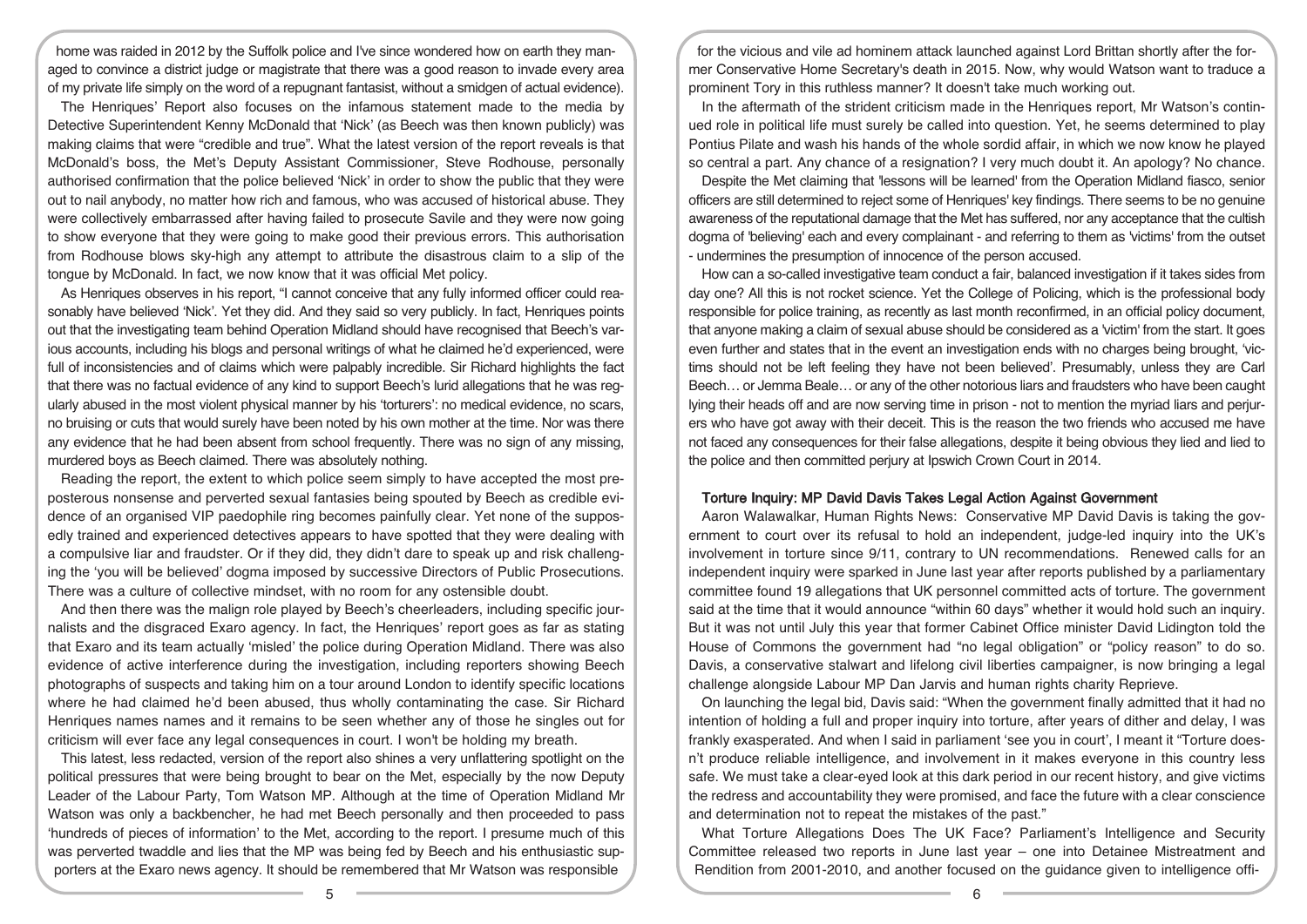home was raided in 2012 by the Suffolk police and I've since wondered how on earth they managed to convince a district judge or magistrate that there was a good reason to invade every area of my private life simply on the word of a repugnant fantasist, without a smidgen of actual evidence).

The Henriques' Report also focuses on the infamous statement made to the media by Detective Superintendent Kenny McDonald that 'Nick' (as Beech was then known publicly) was making claims that were "credible and true". What the latest version of the report reveals is that McDonald's boss, the Met's Deputy Assistant Commissioner, Steve Rodhouse, personally authorised confirmation that the police believed 'Nick' in order to show the public that they were out to nail anybody, no matter how rich and famous, who was accused of historical abuse. They were collectively embarrassed after having failed to prosecute Savile and they were now going to show everyone that they were going to make good their previous errors. This authorisation from Rodhouse blows sky-high any attempt to attribute the disastrous claim to a slip of the tongue by McDonald. In fact, we now know that it was official Met policy.

As Henriques observes in his report, "I cannot conceive that any fully informed officer could reasonably have believed 'Nick'. Yet they did. And they said so very publicly. In fact, Henriques points out that the investigating team behind Operation Midland should have recognised that Beech's various accounts, including his blogs and personal writings of what he claimed he'd experienced, were full of inconsistencies and of claims which were palpably incredible. Sir Richard highlights the fact that there was no factual evidence of any kind to support Beech's lurid allegations that he was regularly abused in the most violent physical manner by his 'torturers': no medical evidence, no scars, no bruising or cuts that would surely have been noted by his own mother at the time. Nor was there any evidence that he had been absent from school frequently. There was no sign of any missing, murdered boys as Beech claimed. There was absolutely nothing.

Reading the report, the extent to which police seem simply to have accepted the most preposterous nonsense and perverted sexual fantasies being spouted by Beech as credible evidence of an organised VIP paedophile ring becomes painfully clear. Yet none of the supposedly trained and experienced detectives appears to have spotted that they were dealing with a compulsive liar and fraudster. Or if they did, they didn't dare to speak up and risk challenging the 'you will be believed' dogma imposed by successive Directors of Public Prosecutions. There was a culture of collective mindset, with no room for any ostensible doubt.

And then there was the malign role played by Beech's cheerleaders, including specific journalists and the disgraced Exaro agency. In fact, the Henriques' report goes as far as stating that Exaro and its team actually 'misled' the police during Operation Midland. There was also evidence of active interference during the investigation, including reporters showing Beech photographs of suspects and taking him on a tour around London to identify specific locations where he had claimed he'd been abused, thus wholly contaminating the case. Sir Richard Henriques names names and it remains to be seen whether any of those he singles out for criticism will ever face any legal consequences in court. I won't be holding my breath.

This latest, less redacted, version of the report also shines a very unflattering spotlight on the political pressures that were being brought to bear on the Met, especially by the now Deputy Leader of the Labour Party, Tom Watson MP. Although at the time of Operation Midland Mr Watson was only a backbencher, he had met Beech personally and then proceeded to pass 'hundreds of pieces of information' to the Met, according to the report. I presume much of this was perverted twaddle and lies that the MP was being fed by Beech and his enthusiastic supporters at the Exaro news agency. It should be remembered that Mr Watson was responsible for the vicious and vile ad hominem attack launched against Lord Brittan shortly after the former Conservative Home Secretary's death in 2015. Now, why would Watson want to traduce a prominent Tory in this ruthless manner? It doesn't take much working out.

In the aftermath of the strident criticism made in the Henriques report, Mr Watson's continued role in political life must surely be called into question. Yet, he seems determined to play Pontius Pilate and wash his hands of the whole sordid affair, in which we now know he played so central a part. Any chance of a resignation? I very much doubt it. An apology? No chance.

Despite the Met claiming that 'lessons will be learned' from the Operation Midland fiasco, senior officers are still determined to reject some of Henriques' key findings. There seems to be no genuine awareness of the reputational damage that the Met has suffered, nor any acceptance that the cultish dogma of 'believing' each and every complainant - and referring to them as 'victims' from the outset - undermines the presumption of innocence of the person accused.

How can a so-called investigative team conduct a fair, balanced investigation if it takes sides from day one? All this is not rocket science. Yet the College of Policing, which is the professional body responsible for police training, as recently as last month reconfirmed, in an official policy document, that anyone making a claim of sexual abuse should be considered as a 'victim' from the start. It goes even further and states that in the event an investigation ends with no charges being brought, 'victims should not be left feeling they have not been believed'. Presumably, unless they are Carl Beech… or Jemma Beale… or any of the other notorious liars and fraudsters who have been caught lying their heads off and are now serving time in prison - not to mention the myriad liars and perjurers who have got away with their deceit. This is the reason the two friends who accused me have not faced any consequences for their false allegations, despite it being obvious they lied and lied to the police and then committed perjury at Ipswich Crown Court in 2014.

## Torture Inquiry: MP David Davis Takes Legal Action Against Government

Aaron Walawalkar, Human Rights News: Conservative MP David Davis is taking the government to court over its refusal to hold an independent, judge-led inquiry into the UK's involvement in torture since 9/11, contrary to UN recommendations. Renewed calls for an independent inquiry were sparked in June last year after reports published by a parliamentary committee found 19 allegations that UK personnel committed acts of torture. The government said at the time that it would announce "within 60 days" whether it would hold such an inquiry. But it was not until July this year that former Cabinet Office minister David Lidington told the House of Commons the government had "no legal obligation" or "policy reason" to do so. Davis, a conservative stalwart and lifelong civil liberties campaigner, is now bringing a legal challenge alongside Labour MP Dan Jarvis and human rights charity Reprieve.

On launching the legal bid, Davis said: "When the government finally admitted that it had no intention of holding a full and proper inquiry into torture, after years of dither and delay, I was frankly exasperated. And when I said in parliament 'see you in court', I meant it "Torture doesn't produce reliable intelligence, and involvement in it makes everyone in this country less safe. We must take a clear-eyed look at this dark period in our recent history, and give victims the redress and accountability they were promised, and face the future with a clear conscience and determination not to repeat the mistakes of the past."

What Torture Allegations Does The UK Face? Parliament's Intelligence and Security Committee released two reports in June last year – one into Detainee Mistreatment and Rendition from 2001-2010, and another focused on the guidance given to intelligence offi-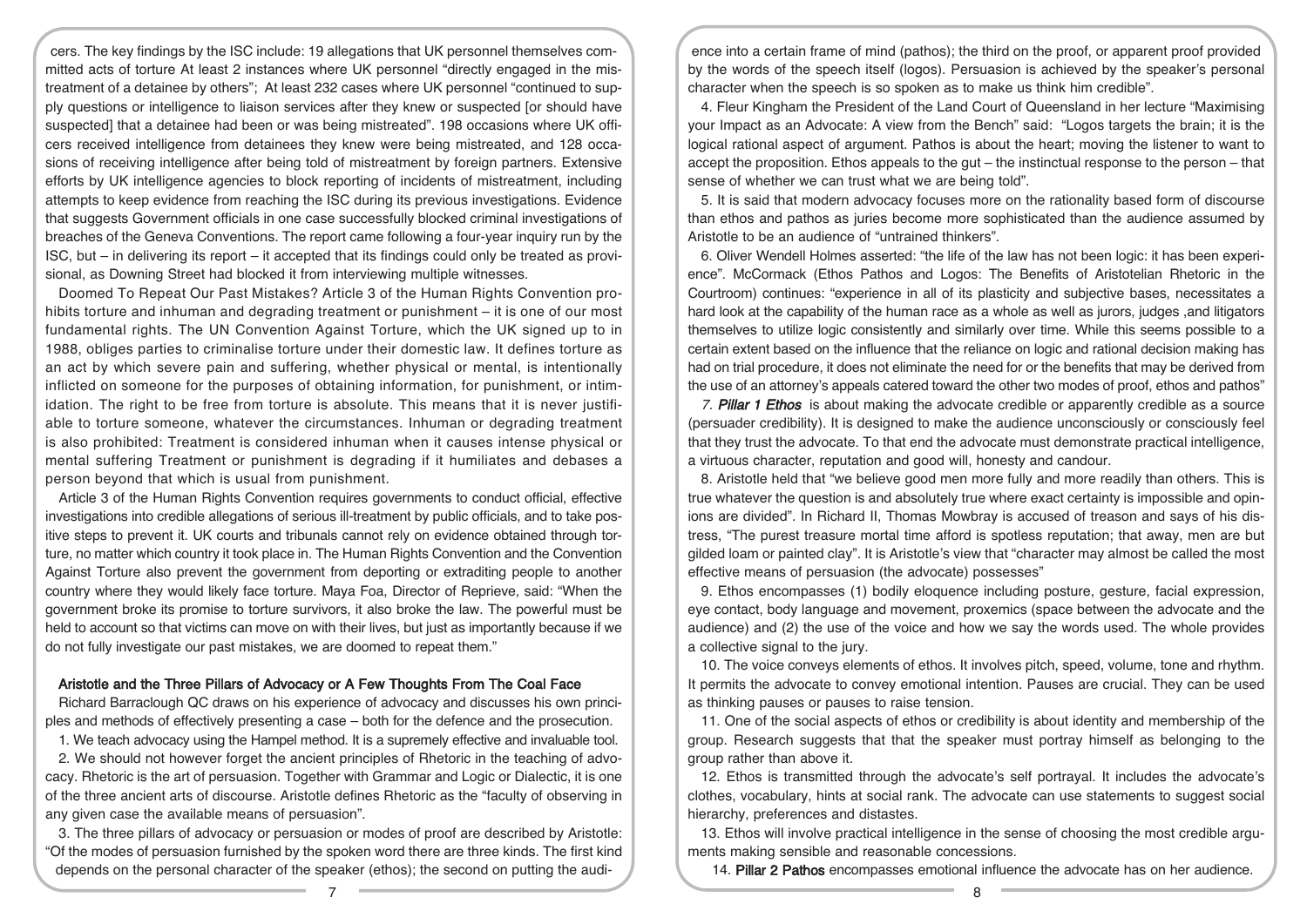cers. The key findings by the ISC include: 19 allegations that UK personnel themselves committed acts of torture At least 2 instances where UK personnel "directly engaged in the mistreatment of a detainee by others"; At least 232 cases where UK personnel "continued to supply questions or intelligence to liaison services after they knew or suspected [or should have suspected] that a detainee had been or was being mistreated". 198 occasions where UK officers received intelligence from detainees they knew were being mistreated, and 128 occasions of receiving intelligence after being told of mistreatment by foreign partners. Extensive efforts by UK intelligence agencies to block reporting of incidents of mistreatment, including attempts to keep evidence from reaching the ISC during its previous investigations. Evidence that suggests Government officials in one case successfully blocked criminal investigations of breaches of the Geneva Conventions. The report came following a four-year inquiry run by the ISC, but – in delivering its report – it accepted that its findings could only be treated as provisional, as Downing Street had blocked it from interviewing multiple witnesses.

Doomed To Repeat Our Past Mistakes? Article 3 of the Human Rights Convention prohibits torture and inhuman and degrading treatment or punishment – it is one of our most fundamental rights. The UN Convention Against Torture, which the UK signed up to in 1988, obliges parties to criminalise torture under their domestic law. It defines torture as an act by which severe pain and suffering, whether physical or mental, is intentionally inflicted on someone for the purposes of obtaining information, for punishment, or intimidation. The right to be free from torture is absolute. This means that it is never justifiable to torture someone, whatever the circumstances. Inhuman or degrading treatment is also prohibited: Treatment is considered inhuman when it causes intense physical or mental suffering Treatment or punishment is degrading if it humiliates and debases a person beyond that which is usual from punishment.

Article 3 of the Human Rights Convention requires governments to conduct official, effective investigations into credible allegations of serious ill-treatment by public officials, and to take positive steps to prevent it. UK courts and tribunals cannot rely on evidence obtained through torture, no matter which country it took place in. The Human Rights Convention and the Convention Against Torture also prevent the government from deporting or extraditing people to another country where they would likely face torture. Maya Foa, Director of Reprieve, said: "When the government broke its promise to torture survivors, it also broke the law. The powerful must be held to account so that victims can move on with their lives, but just as importantly because if we do not fully investigate our past mistakes, we are doomed to repeat them."

## Aristotle and the Three Pillars of Advocacy or A Few Thoughts From The Coal Face

Richard Barraclough QC draws on his experience of advocacy and discusses his own principles and methods of effectively presenting a case – both for the defence and the prosecution.

1. We teach advocacy using the Hampel method. It is a supremely effective and invaluable tool.

2. We should not however forget the ancient principles of Rhetoric in the teaching of advocacy. Rhetoric is the art of persuasion. Together with Grammar and Logic or Dialectic, it is one of the three ancient arts of discourse. Aristotle defines Rhetoric as the "faculty of observing in any given case the available means of persuasion".

3. The three pillars of advocacy or persuasion or modes of proof are described by Aristotle: "Of the modes of persuasion furnished by the spoken word there are three kinds. The first kind depends on the personal character of the speaker (ethos); the second on putting the audience into a certain frame of mind (pathos); the third on the proof, or apparent proof provided by the words of the speech itself (logos). Persuasion is achieved by the speaker's personal character when the speech is so spoken as to make us think him credible".

4. Fleur Kingham the President of the Land Court of Queensland in her lecture "Maximising your Impact as an Advocate: A view from the Bench" said: "Logos targets the brain; it is the logical rational aspect of argument. Pathos is about the heart; moving the listener to want to accept the proposition. Ethos appeals to the gut – the instinctual response to the person – that sense of whether we can trust what we are being told".

5. It is said that modern advocacy focuses more on the rationality based form of discourse than ethos and pathos as juries become more sophisticated than the audience assumed by Aristotle to be an audience of "untrained thinkers".

6. Oliver Wendell Holmes asserted: "the life of the law has not been logic: it has been experience". McCormack (Ethos Pathos and Logos: The Benefits of Aristotelian Rhetoric in the Courtroom) continues: "experience in all of its plasticity and subjective bases, necessitates a hard look at the capability of the human race as a whole as well as jurors, judges ,and litigators themselves to utilize logic consistently and similarly over time. While this seems possible to a certain extent based on the influence that the reliance on logic and rational decision making has had on trial procedure, it does not eliminate the need for or the benefits that may be derived from the use of an attorney's appeals catered toward the other two modes of proof, ethos and pathos"

*7. **Pillar 1 Ethos*** is about making the advocate credible or apparently credible as a source (persuader credibility). It is designed to make the audience unconsciously or consciously feel that they trust the advocate. To that end the advocate must demonstrate practical intelligence, a virtuous character, reputation and good will, honesty and candour.

8. Aristotle held that "we believe good men more fully and more readily than others. This is true whatever the question is and absolutely true where exact certainty is impossible and opinions are divided". In Richard II, Thomas Mowbray is accused of treason and says of his distress, "The purest treasure mortal time afford is spotless reputation; that away, men are but gilded loam or painted clay". It is Aristotle's view that "character may almost be called the most effective means of persuasion (the advocate) possesses"

9. Ethos encompasses (1) bodily eloquence including posture, gesture, facial expression, eye contact, body language and movement, proxemics (space between the advocate and the audience) and (2) the use of the voice and how we say the words used. The whole provides a collective signal to the jury.

10. The voice conveys elements of ethos. It involves pitch, speed, volume, tone and rhythm. It permits the advocate to convey emotional intention. Pauses are crucial. They can be used as thinking pauses or pauses to raise tension.

11. One of the social aspects of ethos or credibility is about identity and membership of the group. Research suggests that that the speaker must portray himself as belonging to the group rather than above it.

12. Ethos is transmitted through the advocate's self portrayal. It includes the advocate's clothes, vocabulary, hints at social rank. The advocate can use statements to suggest social hierarchy, preferences and distastes.

13. Ethos will involve practical intelligence in the sense of choosing the most credible arguments making sensible and reasonable concessions.

14. **Pillar 2 Pathos** encompasses emotional influence the advocate has on her audience.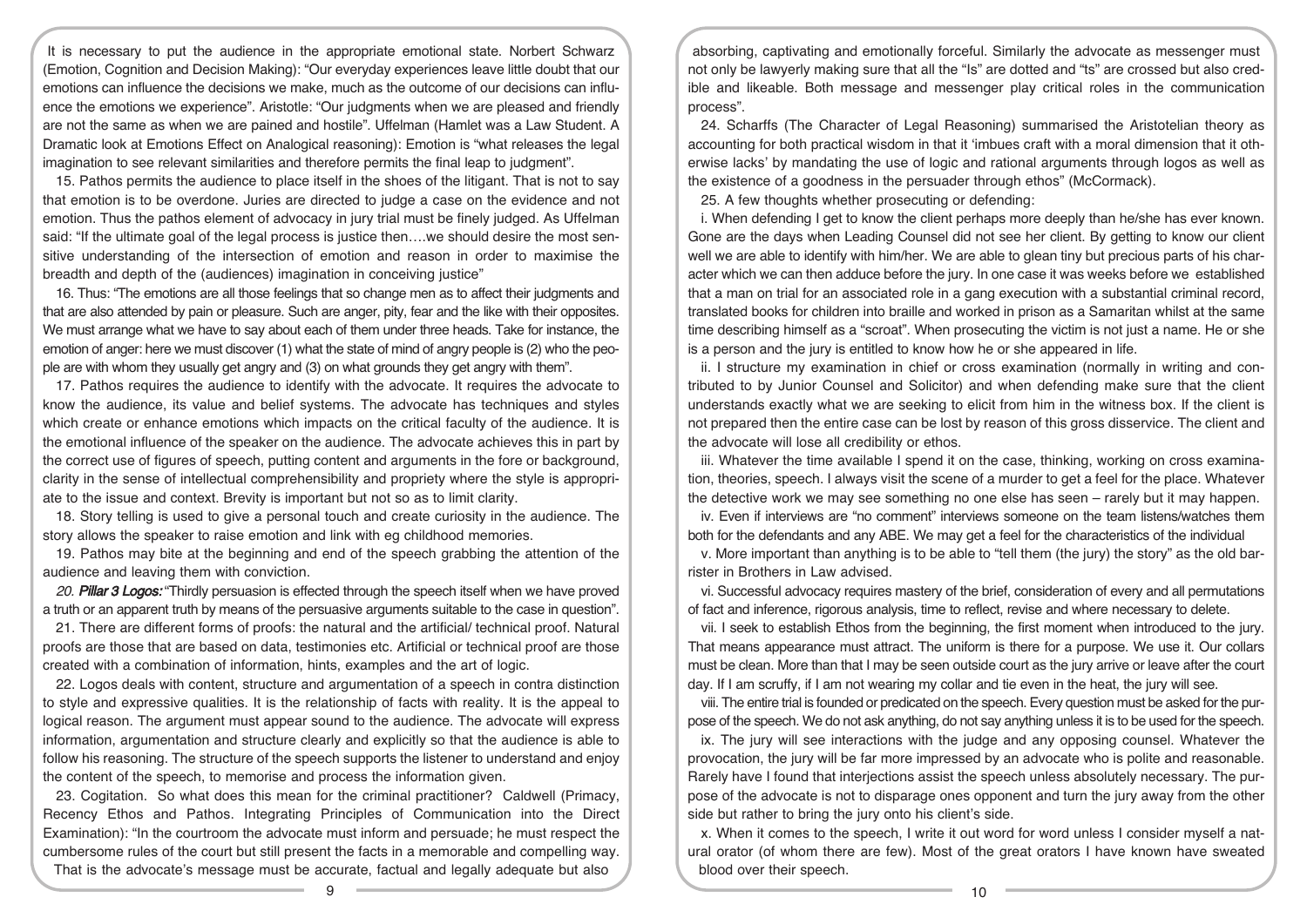It is necessary to put the audience in the appropriate emotional state. Norbert Schwarz (Emotion, Cognition and Decision Making): "Our everyday experiences leave little doubt that our emotions can influence the decisions we make, much as the outcome of our decisions can influence the emotions we experience". Aristotle: "Our judgments when we are pleased and friendly are not the same as when we are pained and hostile". Uffelman (Hamlet was a Law Student. A Dramatic look at Emotions Effect on Analogical reasoning): Emotion is "what releases the legal imagination to see relevant similarities and therefore permits the final leap to judgment".

15. Pathos permits the audience to place itself in the shoes of the litigant. That is not to say that emotion is to be overdone. Juries are directed to judge a case on the evidence and not emotion. Thus the pathos element of advocacy in jury trial must be finely judged. As Uffelman said: "If the ultimate goal of the legal process is justice then….we should desire the most sensitive understanding of the intersection of emotion and reason in order to maximise the breadth and depth of the (audiences) imagination in conceiving justice"

16. Thus: "The emotions are all those feelings that so change men as to affect their judgments and that are also attended by pain or pleasure. Such are anger, pity, fear and the like with their opposites. We must arrange what we have to say about each of them under three heads. Take for instance, the emotion of anger: here we must discover (1) what the state of mind of angry people is (2) who the people are with whom they usually get angry and (3) on what grounds they get angry with them".

17. Pathos requires the audience to identify with the advocate. It requires the advocate to know the audience, its value and belief systems. The advocate has techniques and styles which create or enhance emotions which impacts on the critical faculty of the audience. It is the emotional influence of the speaker on the audience. The advocate achieves this in part by the correct use of figures of speech, putting content and arguments in the fore or background, clarity in the sense of intellectual comprehensibility and propriety where the style is appropriate to the issue and context. Brevity is important but not so as to limit clarity.

18. Story telling is used to give a personal touch and create curiosity in the audience. The story allows the speaker to raise emotion and link with eg childhood memories.

19. Pathos may bite at the beginning and end of the speech grabbing the attention of the audience and leaving them with conviction.

*20. **Pillar 3 Logos:*** "Thirdly persuasion is effected through the speech itself when we have proved a truth or an apparent truth by means of the persuasive arguments suitable to the case in question".

21. There are different forms of proofs: the natural and the artificial/ technical proof. Natural proofs are those that are based on data, testimonies etc. Artificial or technical proof are those created with a combination of information, hints, examples and the art of logic.

22. Logos deals with content, structure and argumentation of a speech in contra distinction to style and expressive qualities. It is the relationship of facts with reality. It is the appeal to logical reason. The argument must appear sound to the audience. The advocate will express information, argumentation and structure clearly and explicitly so that the audience is able to follow his reasoning. The structure of the speech supports the listener to understand and enjoy the content of the speech, to memorise and process the information given.

23. Cogitation. So what does this mean for the criminal practitioner? Caldwell (Primacy, Recency Ethos and Pathos. Integrating Principles of Communication into the Direct Examination): "In the courtroom the advocate must inform and persuade; he must respect the cumbersome rules of the court but still present the facts in a memorable and compelling way. That is the advocate's message must be accurate, factual and legally adequate but also absorbing, captivating and emotionally forceful. Similarly the advocate as messenger must not only be lawyerly making sure that all the "Is" are dotted and "ts" are crossed but also credible and likeable. Both message and messenger play critical roles in the communication process".

24. Scharffs (The Character of Legal Reasoning) summarised the Aristotelian theory as accounting for both practical wisdom in that it 'imbues craft with a moral dimension that it otherwise lacks' by mandating the use of logic and rational arguments through logos as well as the existence of a goodness in the persuader through ethos" (McCormack).

25. A few thoughts whether prosecuting or defending:

i. When defending I get to know the client perhaps more deeply than he/she has ever known. Gone are the days when Leading Counsel did not see her client. By getting to know our client well we are able to identify with him/her. We are able to glean tiny but precious parts of his character which we can then adduce before the jury. In one case it was weeks before we established that a man on trial for an associated role in a gang execution with a substantial criminal record, translated books for children into braille and worked in prison as a Samaritan whilst at the same time describing himself as a "scroat". When prosecuting the victim is not just a name. He or she is a person and the jury is entitled to know how he or she appeared in life.

ii. I structure my examination in chief or cross examination (normally in writing and contributed to by Junior Counsel and Solicitor) and when defending make sure that the client understands exactly what we are seeking to elicit from him in the witness box. If the client is not prepared then the entire case can be lost by reason of this gross disservice. The client and the advocate will lose all credibility or ethos.

iii. Whatever the time available I spend it on the case, thinking, working on cross examination, theories, speech. I always visit the scene of a murder to get a feel for the place. Whatever the detective work we may see something no one else has seen – rarely but it may happen.

iv. Even if interviews are "no comment" interviews someone on the team listens/watches them both for the defendants and any ABE. We may get a feel for the characteristics of the individual

v. More important than anything is to be able to "tell them (the jury) the story" as the old barrister in Brothers in Law advised.

vi. Successful advocacy requires mastery of the brief, consideration of every and all permutations of fact and inference, rigorous analysis, time to reflect, revise and where necessary to delete.

vii. I seek to establish Ethos from the beginning, the first moment when introduced to the jury. That means appearance must attract. The uniform is there for a purpose. We use it. Our collars must be clean. More than that I may be seen outside court as the jury arrive or leave after the court day. If I am scruffy, if I am not wearing my collar and tie even in the heat, the jury will see.

viii. The entire trial is founded or predicated on the speech. Every question must be asked for the purpose of the speech. We do not ask anything, do not say anything unless it is to be used for the speech.

ix. The jury will see interactions with the judge and any opposing counsel. Whatever the provocation, the jury will be far more impressed by an advocate who is polite and reasonable. Rarely have I found that interjections assist the speech unless absolutely necessary. The purpose of the advocate is not to disparage ones opponent and turn the jury away from the other side but rather to bring the jury onto his client's side.

x. When it comes to the speech, I write it out word for word unless I consider myself a natural orator (of whom there are few). Most of the great orators I have known have sweated blood over their speech.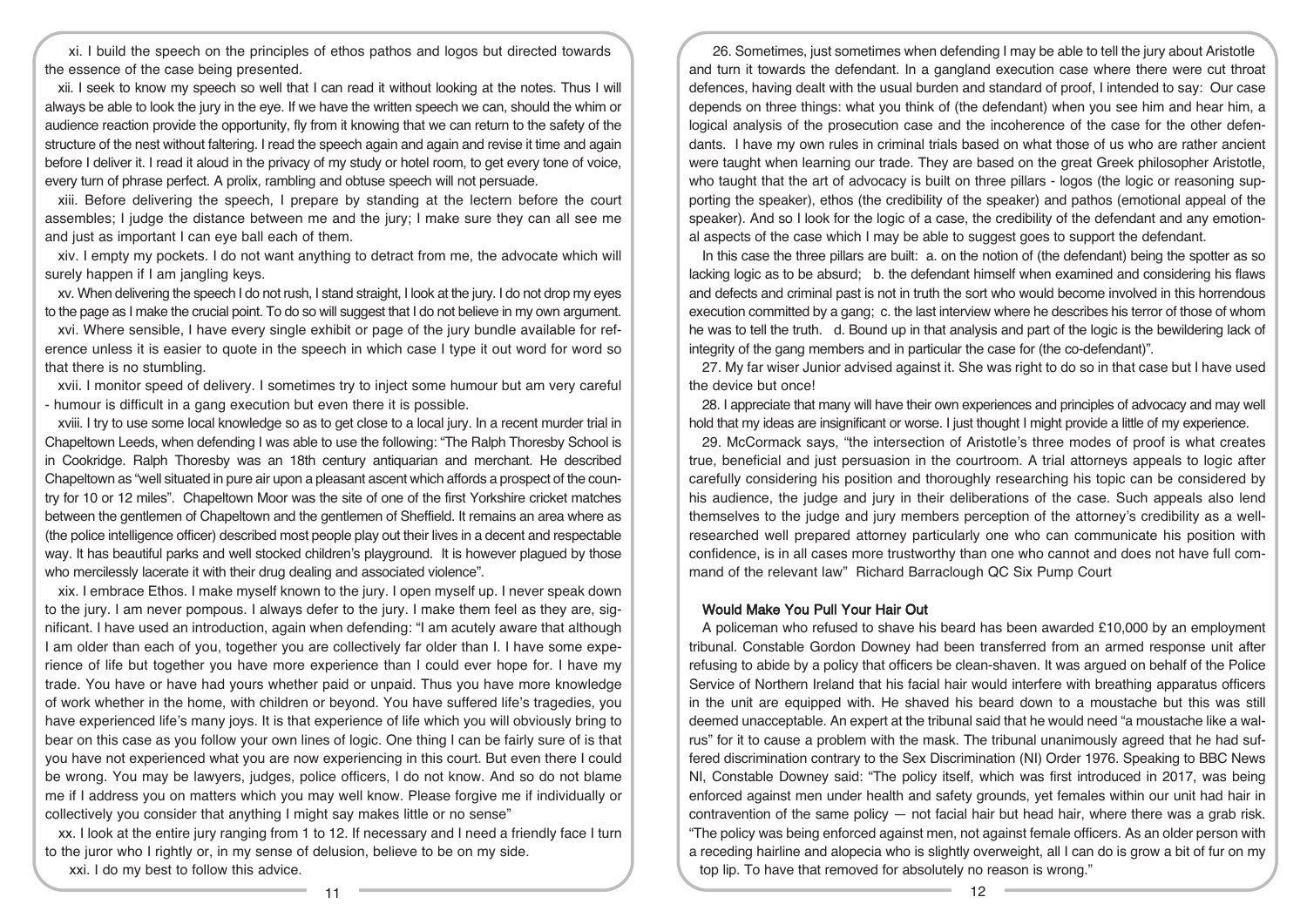xi. I build the speech on the principles of ethos pathos and logos but directed towards the essence of the case being presented.

xii. I seek to know my speech so well that I can read it without looking at the notes. Thus I will always be able to look the jury in the eye. If we have the written speech we can, should the whim or audience reaction provide the opportunity, fly from it knowing that we can return to the safety of the structure of the nest without faltering. I read the speech again and again and revise it time and again before I deliver it. I read it aloud in the privacy of my study or hotel room, to get every tone of voice, every turn of phrase perfect. A prolix, rambling and obtuse speech will not persuade.

xiii. Before delivering the speech, I prepare by standing at the lectern before the court assembles; I judge the distance between me and the jury; I make sure they can all see me and just as important I can eye ball each of them.

xiv. I empty my pockets. I do not want anything to detract from me, the advocate which will surely happen if I am jangling keys.

xv. When delivering the speech I do not rush, I stand straight, I look at the jury. I do not drop my eyes to the page as I make the crucial point. To do so will suggest that I do not believe in my own argument.

xvi. Where sensible, I have every single exhibit or page of the jury bundle available for reference unless it is easier to quote in the speech in which case I type it out word for word so that there is no stumbling.

xvii. I monitor speed of delivery. I sometimes try to inject some humour but am very careful - humour is difficult in a gang execution but even there it is possible.

xviii. I try to use some local knowledge so as to get close to a local jury. In a recent murder trial in Chapeltown Leeds, when defending I was able to use the following: "The Ralph Thoresby School is in Cookridge. Ralph Thoresby was an 18th century antiquarian and merchant. He described Chapeltown as "well situated in pure air upon a pleasant ascent which affords a prospect of the country for 10 or 12 miles". Chapeltown Moor was the site of one of the first Yorkshire cricket matches between the gentlemen of Chapeltown and the gentlemen of Sheffield. It remains an area where as (the police intelligence officer) described most people play out their lives in a decent and respectable way. It has beautiful parks and well stocked children's playground. It is however plagued by those who mercilessly lacerate it with their drug dealing and associated violence".

xix. I embrace Ethos. I make myself known to the jury. I open myself up. I never speak down to the jury. I am never pompous. I always defer to the jury. I make them feel as they are, significant. I have used an introduction, again when defending: "I am acutely aware that although I am older than each of you, together you are collectively far older than I. I have some experience of life but together you have more experience than I could ever hope for. I have my trade. You have or have had yours whether paid or unpaid. Thus you have more knowledge of work whether in the home, with children or beyond. You have suffered life's tragedies, you have experienced life's many joys. It is that experience of life which you will obviously bring to bear on this case as you follow your own lines of logic. One thing I can be fairly sure of is that you have not experienced what you are now experiencing in this court. But even there I could be wrong. You may be lawyers, judges, police officers, I do not know. And so do not blame me if I address you on matters which you may well know. Please forgive me if individually or collectively you consider that anything I might say makes little or no sense"

xx. I look at the entire jury ranging from 1 to 12. If necessary and I need a friendly face I turn to the juror who I rightly or, in my sense of delusion, believe to be on my side.

xxi. I do my best to follow this advice.

26. Sometimes, just sometimes when defending I may be able to tell the jury about Aristotle and turn it towards the defendant. In a gangland execution case where there were cut throat defences, having dealt with the usual burden and standard of proof, I intended to say: Our case depends on three things: what you think of (the defendant) when you see him and hear him, a logical analysis of the prosecution case and the incoherence of the case for the other defendants. I have my own rules in criminal trials based on what those of us who are rather ancient were taught when learning our trade. They are based on the great Greek philosopher Aristotle, who taught that the art of advocacy is built on three pillars - logos (the logic or reasoning supporting the speaker), ethos (the credibility of the speaker) and pathos (emotional appeal of the speaker). And so I look for the logic of a case, the credibility of the defendant and any emotional aspects of the case which I may be able to suggest goes to support the defendant.

In this case the three pillars are built: a. on the notion of (the defendant) being the spotter as so lacking logic as to be absurd; b. the defendant himself when examined and considering his flaws and defects and criminal past is not in truth the sort who would become involved in this horrendous execution committed by a gang; c. the last interview where he describes his terror of those of whom he was to tell the truth. d. Bound up in that analysis and part of the logic is the bewildering lack of integrity of the gang members and in particular the case for (the co-defendant)".

27. My far wiser Junior advised against it. She was right to do so in that case but I have used the device but once!

28. I appreciate that many will have their own experiences and principles of advocacy and may well hold that my ideas are insignificant or worse. I just thought I might provide a little of my experience.

29. McCormack says, "the intersection of Aristotle's three modes of proof is what creates true, beneficial and just persuasion in the courtroom. A trial attorneys appeals to logic after carefully considering his position and thoroughly researching his topic can be considered by his audience, the judge and jury in their deliberations of the case. Such appeals also lend themselves to the judge and jury members perception of the attorney's credibility as a well-researched well prepared attorney particularly one who can communicate his position with confidence, is in all cases more trustworthy than one who cannot and does not have full command of the relevant law" Richard Barraclough QC Six Pump Court

### Would Make You Pull Your Hair Out

A policeman who refused to shave his beard has been awarded £10,000 by an employment tribunal. Constable Gordon Downey had been transferred from an armed response unit after refusing to abide by a policy that officers be clean-shaven. It was argued on behalf of the Police Service of Northern Ireland that his facial hair would interfere with breathing apparatus officers in the unit are equipped with. He shaved his beard down to a moustache but this was still deemed unacceptable. An expert at the tribunal said that he would need "a moustache like a walrus" for it to cause a problem with the mask. The tribunal unanimously agreed that he had suffered discrimination contrary to the Sex Discrimination (NI) Order 1976. Speaking to BBC News NI, Constable Downey said: "The policy itself, which was first introduced in 2017, was being enforced against men under health and safety grounds, yet females within our unit had hair in contravention of the same policy — not facial hair but head hair, where there was a grab risk. "The policy was being enforced against men, not against female officers. As an older person with a receding hairline and alopecia who is slightly overweight, all I can do is grow a bit of fur on my top lip. To have that removed for absolutely no reason is wrong."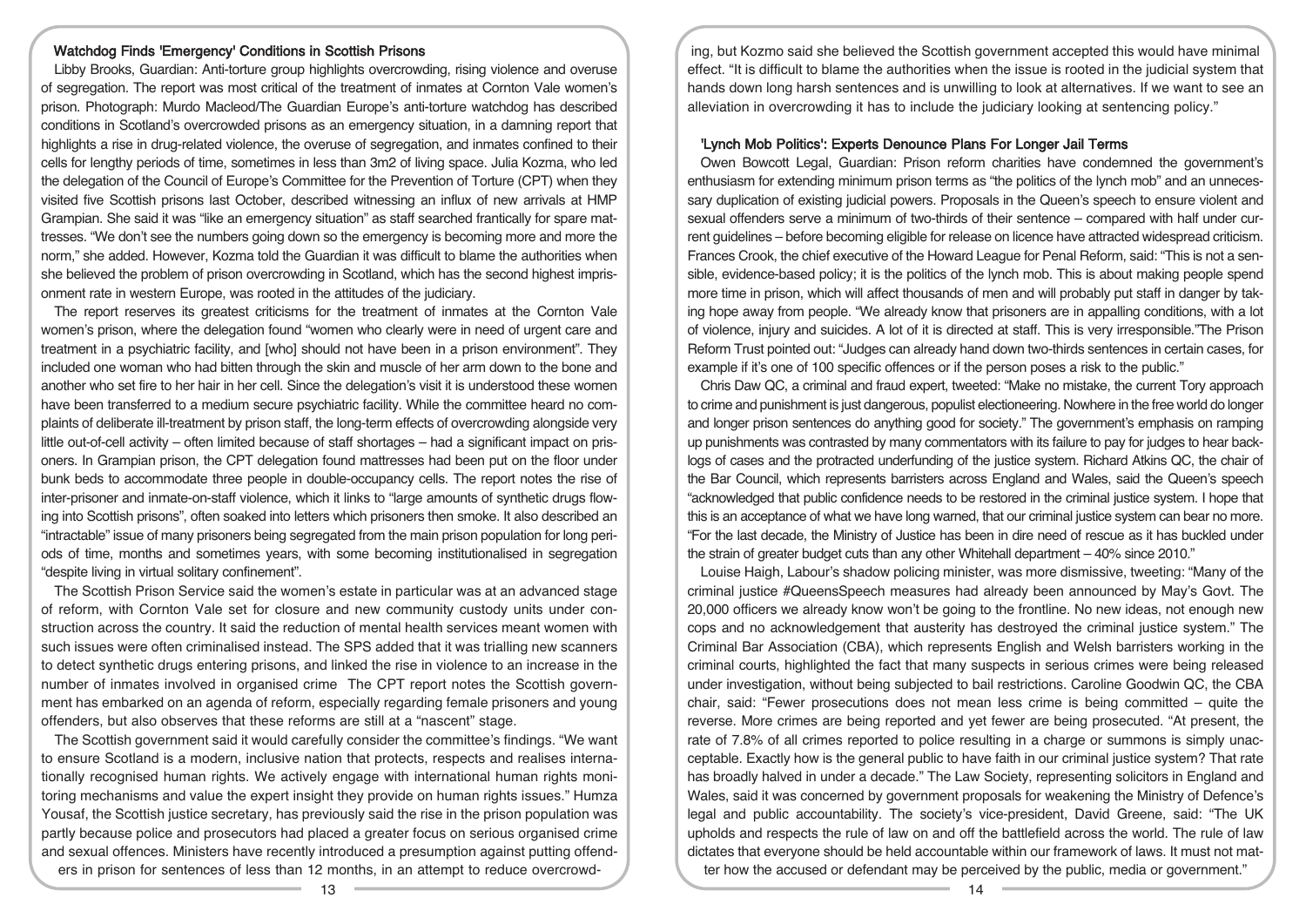### Watchdog Finds 'Emergency' Conditions in Scottish Prisons

Libby Brooks, Guardian: Anti-torture group highlights overcrowding, rising violence and overuse of segregation. The report was most critical of the treatment of inmates at Cornton Vale women's prison. Photograph: Murdo Macleod/The Guardian Europe's anti-torture watchdog has described conditions in Scotland's overcrowded prisons as an emergency situation, in a damning report that highlights a rise in drug-related violence, the overuse of segregation, and inmates confined to their cells for lengthy periods of time, sometimes in less than 3m2 of living space. Julia Kozma, who led the delegation of the Council of Europe's Committee for the Prevention of Torture (CPT) when they visited five Scottish prisons last October, described witnessing an influx of new arrivals at HMP Grampian. She said it was "like an emergency situation" as staff searched frantically for spare mattresses. "We don't see the numbers going down so the emergency is becoming more and more the norm," she added. However, Kozma told the Guardian it was difficult to blame the authorities when she believed the problem of prison overcrowding in Scotland, which has the second highest imprisonment rate in western Europe, was rooted in the attitudes of the judiciary.

The report reserves its greatest criticisms for the treatment of inmates at the Cornton Vale women's prison, where the delegation found "women who clearly were in need of urgent care and treatment in a psychiatric facility, and [who] should not have been in a prison environment". They included one woman who had bitten through the skin and muscle of her arm down to the bone and another who set fire to her hair in her cell. Since the delegation's visit it is understood these women have been transferred to a medium secure psychiatric facility. While the committee heard no complaints of deliberate ill-treatment by prison staff, the long-term effects of overcrowding alongside very little out-of-cell activity – often limited because of staff shortages – had a significant impact on prisoners. In Grampian prison, the CPT delegation found mattresses had been put on the floor under bunk beds to accommodate three people in double-occupancy cells. The report notes the rise of inter-prisoner and inmate-on-staff violence, which it links to "large amounts of synthetic drugs flowing into Scottish prisons", often soaked into letters which prisoners then smoke. It also described an "intractable" issue of many prisoners being segregated from the main prison population for long periods of time, months and sometimes years, with some becoming institutionalised in segregation "despite living in virtual solitary confinement".

The Scottish Prison Service said the women's estate in particular was at an advanced stage of reform, with Cornton Vale set for closure and new community custody units under construction across the country. It said the reduction of mental health services meant women with such issues were often criminalised instead. The SPS added that it was trialling new scanners to detect synthetic drugs entering prisons, and linked the rise in violence to an increase in the number of inmates involved in organised crime The CPT report notes the Scottish government has embarked on an agenda of reform, especially regarding female prisoners and young offenders, but also observes that these reforms are still at a "nascent" stage.

The Scottish government said it would carefully consider the committee's findings. "We want to ensure Scotland is a modern, inclusive nation that protects, respects and realises internationally recognised human rights. We actively engage with international human rights monitoring mechanisms and value the expert insight they provide on human rights issues." Humza Yousaf, the Scottish justice secretary, has previously said the rise in the prison population was partly because police and prosecutors had placed a greater focus on serious organised crime and sexual offences. Ministers have recently introduced a presumption against putting offenders in prison for sentences of less than 12 months, in an attempt to reduce overcrowding, but Kozmo said she believed the Scottish government accepted this would have minimal effect. "It is difficult to blame the authorities when the issue is rooted in the judicial system that hands down long harsh sentences and is unwilling to look at alternatives. If we want to see an alleviation in overcrowding it has to include the judiciary looking at sentencing policy."

### 'Lynch Mob Politics': Experts Denounce Plans For Longer Jail Terms

Owen Bowcott Legal, Guardian: Prison reform charities have condemned the government's enthusiasm for extending minimum prison terms as "the politics of the lynch mob" and an unnecessary duplication of existing judicial powers. Proposals in the Queen's speech to ensure violent and sexual offenders serve a minimum of two-thirds of their sentence – compared with half under current guidelines – before becoming eligible for release on licence have attracted widespread criticism. Frances Crook, the chief executive of the Howard League for Penal Reform, said: "This is not a sensible, evidence-based policy; it is the politics of the lynch mob. This is about making people spend more time in prison, which will affect thousands of men and will probably put staff in danger by taking hope away from people. "We already know that prisoners are in appalling conditions, with a lot of violence, injury and suicides. A lot of it is directed at staff. This is very irresponsible."The Prison Reform Trust pointed out: "Judges can already hand down two-thirds sentences in certain cases, for example if it's one of 100 specific offences or if the person poses a risk to the public."

Chris Daw QC, a criminal and fraud expert, tweeted: "Make no mistake, the current Tory approach to crime and punishment is just dangerous, populist electioneering. Nowhere in the free world do longer and longer prison sentences do anything good for society." The government's emphasis on ramping up punishments was contrasted by many commentators with its failure to pay for judges to hear backlogs of cases and the protracted underfunding of the justice system. Richard Atkins QC, the chair of the Bar Council, which represents barristers across England and Wales, said the Queen's speech "acknowledged that public confidence needs to be restored in the criminal justice system. I hope that this is an acceptance of what we have long warned, that our criminal justice system can bear no more. "For the last decade, the Ministry of Justice has been in dire need of rescue as it has buckled under the strain of greater budget cuts than any other Whitehall department – 40% since 2010."

Louise Haigh, Labour's shadow policing minister, was more dismissive, tweeting: "Many of the criminal justice #QueensSpeech measures had already been announced by May's Govt. The 20,000 officers we already know won't be going to the frontline. No new ideas, not enough new cops and no acknowledgement that austerity has destroyed the criminal justice system." The Criminal Bar Association (CBA), which represents English and Welsh barristers working in the criminal courts, highlighted the fact that many suspects in serious crimes were being released under investigation, without being subjected to bail restrictions. Caroline Goodwin QC, the CBA chair, said: "Fewer prosecutions does not mean less crime is being committed – quite the reverse. More crimes are being reported and yet fewer are being prosecuted. "At present, the rate of 7.8% of all crimes reported to police resulting in a charge or summons is simply unacceptable. Exactly how is the general public to have faith in our criminal justice system? That rate has broadly halved in under a decade." The Law Society, representing solicitors in England and Wales, said it was concerned by government proposals for weakening the Ministry of Defence's legal and public accountability. The society's vice-president, David Greene, said: "The UK upholds and respects the rule of law on and off the battlefield across the world. The rule of law dictates that everyone should be held accountable within our framework of laws. It must not matter how the accused or defendant may be perceived by the public, media or government."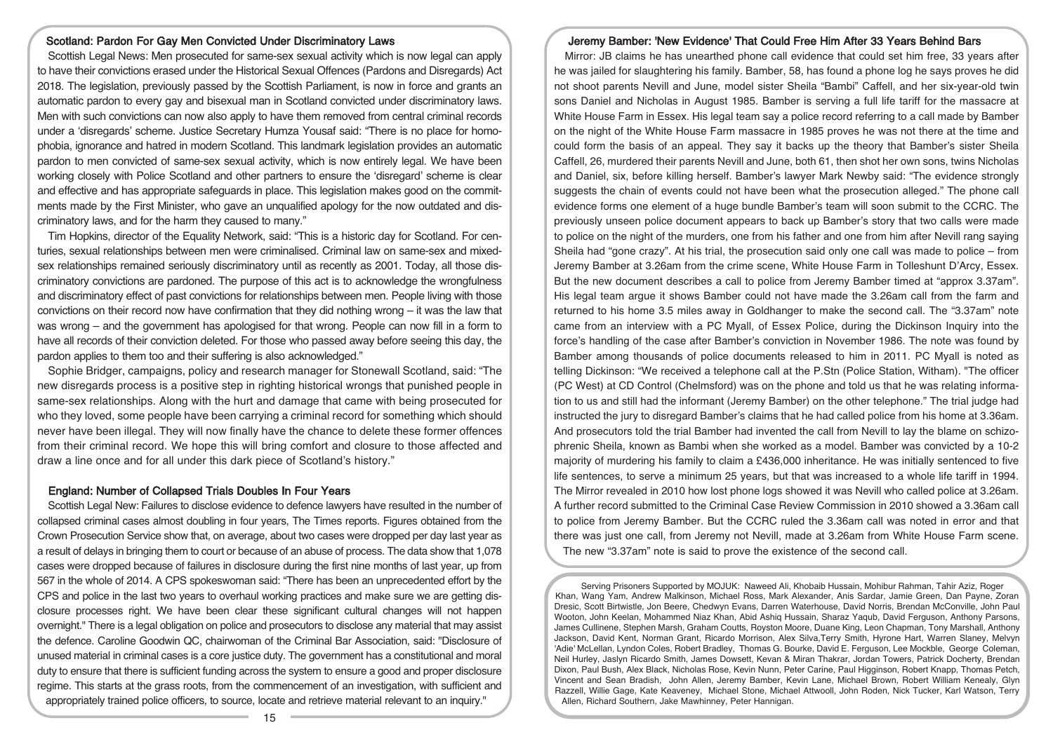### Scotland: Pardon For Gay Men Convicted Under Discriminatory Laws

Scottish Legal News: Men prosecuted for same-sex sexual activity which is now legal can apply to have their convictions erased under the Historical Sexual Offences (Pardons and Disregards) Act 2018. The legislation, previously passed by the Scottish Parliament, is now in force and grants an automatic pardon to every gay and bisexual man in Scotland convicted under discriminatory laws. Men with such convictions can now also apply to have them removed from central criminal records under a 'disregards' scheme. Justice Secretary Humza Yousaf said: "There is no place for homophobia, ignorance and hatred in modern Scotland. This landmark legislation provides an automatic pardon to men convicted of same-sex sexual activity, which is now entirely legal. We have been working closely with Police Scotland and other partners to ensure the 'disregard' scheme is clear and effective and has appropriate safeguards in place. This legislation makes good on the commitments made by the First Minister, who gave an unqualified apology for the now outdated and discriminatory laws, and for the harm they caused to many."

Tim Hopkins, director of the Equality Network, said: "This is a historic day for Scotland. For centuries, sexual relationships between men were criminalised. Criminal law on same-sex and mixed-sex relationships remained seriously discriminatory until as recently as 2001. Today, all those discriminatory convictions are pardoned. The purpose of this act is to acknowledge the wrongfulness and discriminatory effect of past convictions for relationships between men. People living with those convictions on their record now have confirmation that they did nothing wrong – it was the law that was wrong – and the government has apologised for that wrong. People can now fill in a form to have all records of their conviction deleted. For those who passed away before seeing this day, the pardon applies to them too and their suffering is also acknowledged."

Sophie Bridger, campaigns, policy and research manager for Stonewall Scotland, said: "The new disregards process is a positive step in righting historical wrongs that punished people in same-sex relationships. Along with the hurt and damage that came with being prosecuted for who they loved, some people have been carrying a criminal record for something which should never have been illegal. They will now finally have the chance to delete these former offences from their criminal record. We hope this will bring comfort and closure to those affected and draw a line once and for all under this dark piece of Scotland's history."

### England: Number of Collapsed Trials Doubles In Four Years

Scottish Legal New: Failures to disclose evidence to defence lawyers have resulted in the number of collapsed criminal cases almost doubling in four years, The Times reports. Figures obtained from the Crown Prosecution Service show that, on average, about two cases were dropped per day last year as a result of delays in bringing them to court or because of an abuse of process. The data show that 1,078 cases were dropped because of failures in disclosure during the first nine months of last year, up from 567 in the whole of 2014. A CPS spokeswoman said: "There has been an unprecedented effort by the CPS and police in the last two years to overhaul working practices and make sure we are getting disclosure processes right. We have been clear these significant cultural changes will not happen overnight." There is a legal obligation on police and prosecutors to disclose any material that may assist the defence. Caroline Goodwin QC, chairwoman of the Criminal Bar Association, said: "Disclosure of unused material in criminal cases is a core justice duty. The government has a constitutional and moral duty to ensure that there is sufficient funding across the system to ensure a good and proper disclosure regime. This starts at the grass roots, from the commencement of an investigation, with sufficient and appropriately trained police officers, to source, locate and retrieve material relevant to an inquiry."

### Jeremy Bamber: 'New Evidence' That Could Free Him After 33 Years Behind Bars

Mirror: JB claims he has unearthed phone call evidence that could set him free, 33 years after he was jailed for slaughtering his family. Bamber, 58, has found a phone log he says proves he did not shoot parents Nevill and June, model sister Sheila "Bambi" Caffell, and her six-year-old twin sons Daniel and Nicholas in August 1985. Bamber is serving a full life tariff for the massacre at White House Farm in Essex. His legal team say a police record referring to a call made by Bamber on the night of the White House Farm massacre in 1985 proves he was not there at the time and could form the basis of an appeal. They say it backs up the theory that Bamber's sister Sheila Caffell, 26, murdered their parents Nevill and June, both 61, then shot her own sons, twins Nicholas and Daniel, six, before killing herself. Bamber's lawyer Mark Newby said: "The evidence strongly suggests the chain of events could not have been what the prosecution alleged." The phone call evidence forms one element of a huge bundle Bamber's team will soon submit to the CCRC. The previously unseen police document appears to back up Bamber's story that two calls were made to police on the night of the murders, one from his father and one from him after Nevill rang saying Sheila had "gone crazy". At his trial, the prosecution said only one call was made to police – from Jeremy Bamber at 3.26am from the crime scene, White House Farm in Tolleshunt D'Arcy, Essex. But the new document describes a call to police from Jeremy Bamber timed at "approx 3.37am". His legal team argue it shows Bamber could not have made the 3.26am call from the farm and returned to his home 3.5 miles away in Goldhanger to make the second call. The "3.37am" note came from an interview with a PC Myall, of Essex Police, during the Dickinson Inquiry into the force's handling of the case after Bamber's conviction in November 1986. The note was found by Bamber among thousands of police documents released to him in 2011. PC Myall is noted as telling Dickinson: "We received a telephone call at the P.Stn (Police Station, Witham). "The officer (PC West) at CD Control (Chelmsford) was on the phone and told us that he was relating information to us and still had the informant (Jeremy Bamber) on the other telephone." The trial judge had instructed the jury to disregard Bamber's claims that he had called police from his home at 3.36am. And prosecutors told the trial Bamber had invented the call from Nevill to lay the blame on schizophrenic Sheila, known as Bambi when she worked as a model. Bamber was convicted by a 10-2 majority of murdering his family to claim a £436,000 inheritance. He was initially sentenced to five life sentences, to serve a minimum 25 years, but that was increased to a whole life tariff in 1994. The Mirror revealed in 2010 how lost phone logs showed it was Nevill who called police at 3.26am. A further record submitted to the Criminal Case Review Commission in 2010 showed a 3.36am call to police from Jeremy Bamber. But the CCRC ruled the 3.36am call was noted in error and that there was just one call, from Jeremy not Nevill, made at 3.26am from White House Farm scene. The new "3.37am" note is said to prove the existence of the second call.

Serving Prisoners Supported by MOJUK: Naweed Ali, Khobaib Hussain, Mohibur Rahman, Tahir Aziz, Roger Khan, Wang Yam, Andrew Malkinson, Michael Ross, Mark Alexander, Anis Sardar, Jamie Green, Dan Payne, Zoran Dresic, Scott Birtwistle, Jon Beere, Chedwyn Evans, Darren Waterhouse, David Norris, Brendan McConville, John Paul Wooton, John Keelan, Mohammed Niaz Khan, Abid Ashiq Hussain, Sharaz Yaqub, David Ferguson, Anthony Parsons, James Cullinene, Stephen Marsh, Graham Coutts, Royston Moore, Duane King, Leon Chapman, Tony Marshall, Anthony Jackson, David Kent, Norman Grant, Ricardo Morrison, Alex Silva,Terry Smith, Hyrone Hart, Warren Slaney, Melvyn 'Adie' McLellan, Lyndon Coles, Robert Bradley, Thomas G. Bourke, David E. Ferguson, Lee Mockble, George Coleman, Neil Hurley, Jaslyn Ricardo Smith, James Dowsett, Kevan & Miran Thakrar, Jordan Towers, Patrick Docherty, Brendan Dixon, Paul Bush, Alex Black, Nicholas Rose, Kevin Nunn, Peter Carine, Paul Higginson, Robert Knapp, Thomas Petch, Vincent and Sean Bradish, John Allen, Jeremy Bamber, Kevin Lane, Michael Brown, Robert William Kenealy, Glyn Razzell, Willie Gage, Kate Keaveney, Michael Stone, Michael Attwooll, John Roden, Nick Tucker, Karl Watson, Terry Allen, Richard Southern, Jake Mawhinney, Peter Hannigan.